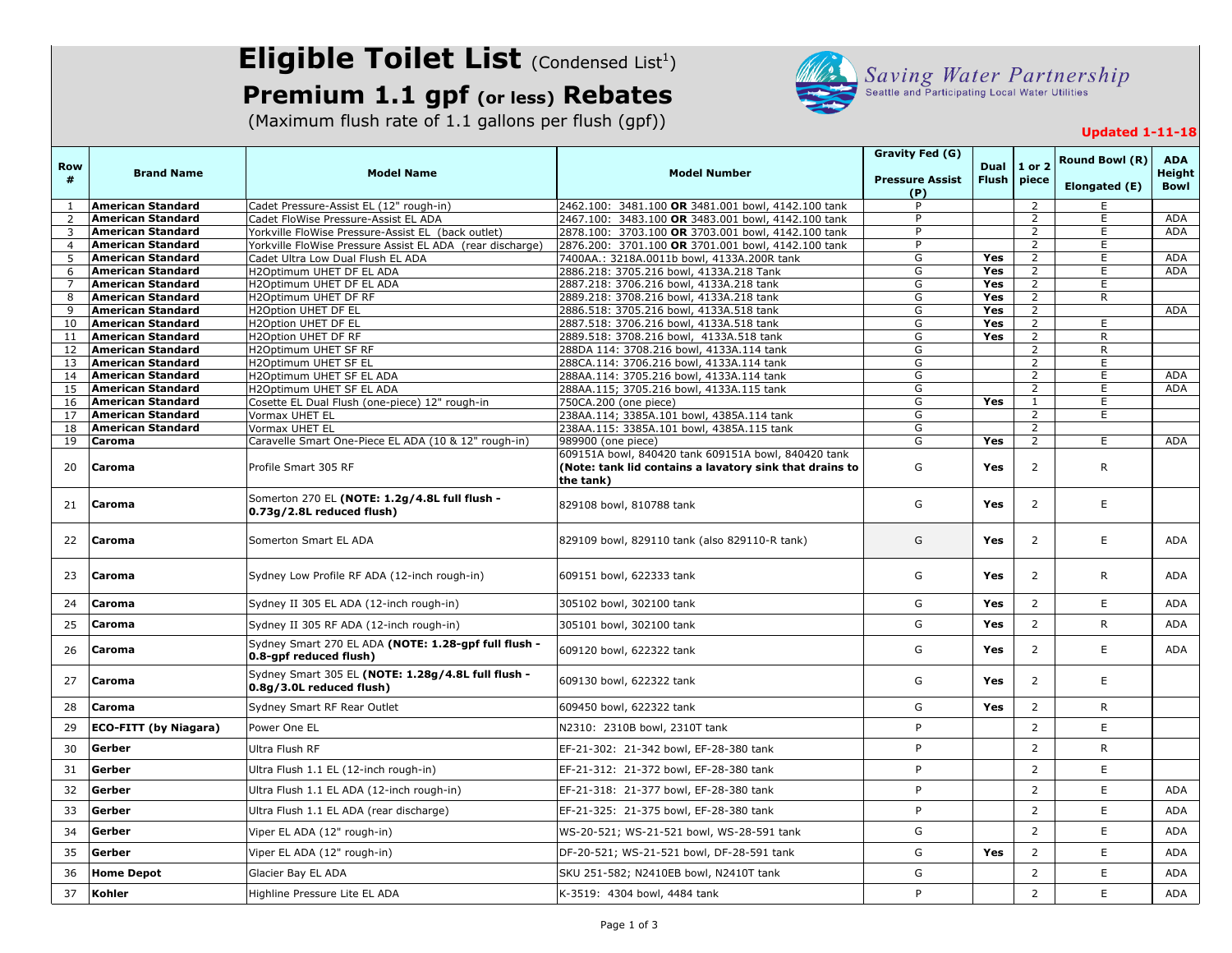# Eligible Toilet List (Condensed List[1])

## Premium 1.1 gpf (or less) Rebates

(Maximum flush rate of 1.1 gallons per flush (gpf))

Saving Water Partnership
Seattle and Participating Local Water Utilities

**Updated 1-11-18**

| Row # | Brand Name | Model Name | Model Number | Gravity Fed (G) Pressure Assist (P) | Dual Flush | 1 or 2 piece | Round Bowl (R) Elongated (E) | ADA Height Bowl |
|---|---|---|---|---|---|---|---|---|
| 1 | **American Standard** | Cadet Pressure-Assist EL (12" rough-in) | 2462.100: 3481.100 **OR** 3481.001 bowl, 4142.100 tank | P | | 2 | E | |
| 2 | **American Standard** | Cadet FloWise Pressure-Assist EL ADA | 2467.100: 3483.100 **OR** 3483.001 bowl, 4142.100 tank | P | | 2 | E | ADA |
| 3 | **American Standard** | Yorkville FloWise Pressure-Assist EL (back outlet) | 2878.100: 3703.100 **OR** 3703.001 bowl, 4142.100 tank | P | | 2 | E | ADA |
| 4 | **American Standard** | Yorkville FloWise Pressure Assist EL ADA (rear discharge) | 2876.200: 3701.100 **OR** 3701.001 bowl, 4142.100 tank | P | | 2 | E | |
| 5 | **American Standard** | Cadet Ultra Low Dual Flush EL ADA | 7400AA.: 3218A.0011b bowl, 4133A.200R tank | G | **Yes** | 2 | E | ADA |
| 6 | **American Standard** | H2Optimum UHET DF EL ADA | 2886.218: 3705.216 bowl, 4133A.218 Tank | G | **Yes** | 2 | E | ADA |
| 7 | **American Standard** | H2Optimum UHET DF EL ADA | 2887.218: 3706.216 bowl, 4133A.218 tank | G | **Yes** | 2 | E | |
| 8 | **American Standard** | H2Optimum UHET DF RF | 2889.218: 3708.216 bowl, 4133A.218 tank | G | **Yes** | 2 | R | |
| 9 | **American Standard** | H2Option UHET DF EL | 2886.518: 3705.216 bowl, 4133A.518 tank | G | **Yes** | 2 | | ADA |
| 10 | **American Standard** | H2Option UHET DF EL | 2887.518: 3706.216 bowl, 4133A.518 tank | G | **Yes** | 2 | E | |
| 11 | **American Standard** | H2Option UHET DF RF | 2889.518: 3708.216 bowl, 4133A.518 tank | G | **Yes** | 2 | R | |
| 12 | **American Standard** | H2Optimum UHET SF RF | 288DA 114: 3708.216 bowl, 4133A.114 tank | G | | 2 | R | |
| 13 | **American Standard** | H2Optimum UHET SF EL | 288CA.114: 3706.216 bowl, 4133A.114 tank | G | | 2 | E | |
| 14 | **American Standard** | H2Optimum UHET SF EL ADA | 288AA.114: 3705.216 bowl, 4133A.114 tank | G | | 2 | E | ADA |
| 15 | **American Standard** | H2Optimum UHET SF EL ADA | 288AA.115; 3705.216 bowl, 4133A.115 tank | G | | 2 | E | ADA |
| 16 | **American Standard** | Cosette EL Dual Flush (one-piece) 12" rough-in | 750CA.200 (one piece) | G | **Yes** | 1 | E | |
| 17 | **American Standard** | Vormax UHET EL | 238AA.114; 3385A.101 bowl, 4385A.114 tank | G | | 2 | E | |
| 18 | **American Standard** | Vormax UHET EL | 238AA.115: 3385A.101 bowl, 4385A.115 tank | G | | 2 | | |
| 19 | **Caroma** | Caravelle Smart One-Piece EL ADA (10 & 12" rough-in) | 989900 (one piece) | G | **Yes** | 2 | E | ADA |
| 20 | **Caroma** | Profile Smart 305 RF | 609151A bowl, 840420 tank 609151A bowl, 840420 tank **(Note: tank lid contains a lavatory sink that drains to the tank)** | G | **Yes** | 2 | R | |
| 21 | **Caroma** | Somerton 270 EL **(NOTE: 1.2g/4.8L full flush - 0.73g/2.8L reduced flush)** | 829108 bowl, 810788 tank | G | **Yes** | 2 | E | |
| 22 | **Caroma** | Somerton Smart EL ADA | 829109 bowl, 829110 tank (also 829110-R tank) | G | **Yes** | 2 | E | ADA |
| 23 | **Caroma** | Sydney Low Profile RF ADA (12-inch rough-in) | 609151 bowl, 622333 tank | G | **Yes** | 2 | R | ADA |
| 24 | **Caroma** | Sydney II 305 EL ADA (12-inch rough-in) | 305102 bowl, 302100 tank | G | **Yes** | 2 | E | ADA |
| 25 | **Caroma** | Sydney II 305 RF ADA (12-inch rough-in) | 305101 bowl, 302100 tank | G | **Yes** | 2 | R | ADA |
| 26 | **Caroma** | Sydney Smart 270 EL ADA **(NOTE: 1.28-gpf full flush - 0.8-gpf reduced flush)** | 609120 bowl, 622322 tank | G | **Yes** | 2 | E | ADA |
| 27 | **Caroma** | Sydney Smart 305 EL **(NOTE: 1.28g/4.8L full flush - 0.8g/3.0L reduced flush)** | 609130 bowl, 622322 tank | G | **Yes** | 2 | E | |
| 28 | **Caroma** | Sydney Smart RF Rear Outlet | 609450 bowl, 622322 tank | G | **Yes** | 2 | R | |
| 29 | **ECO-FITT (by Niagara)** | Power One EL | N2310: 2310B bowl, 2310T tank | P | | 2 | E | |
| 30 | **Gerber** | Ultra Flush RF | EF-21-302: 21-342 bowl, EF-28-380 tank | P | | 2 | R | |
| 31 | **Gerber** | Ultra Flush 1.1 EL (12-inch rough-in) | EF-21-312: 21-372 bowl, EF-28-380 tank | P | | 2 | E | |
| 32 | **Gerber** | Ultra Flush 1.1 EL ADA (12-inch rough-in) | EF-21-318: 21-377 bowl, EF-28-380 tank | P | | 2 | E | ADA |
| 33 | **Gerber** | Ultra Flush 1.1 EL ADA (rear discharge) | EF-21-325: 21-375 bowl, EF-28-380 tank | P | | 2 | E | ADA |
| 34 | **Gerber** | Viper EL ADA (12" rough-in) | WS-20-521; WS-21-521 bowl, WS-28-591 tank | G | | 2 | E | ADA |
| 35 | **Gerber** | Viper EL ADA (12" rough-in) | DF-20-521; WS-21-521 bowl, DF-28-591 tank | G | **Yes** | 2 | E | ADA |
| 36 | **Home Depot** | Glacier Bay EL ADA | SKU 251-582; N2410EB bowl, N2410T tank | G | | 2 | E | ADA |
| 37 | **Kohler** | Highline Pressure Lite EL ADA | K-3519: 4304 bowl, 4484 tank | P | | 2 | E | ADA |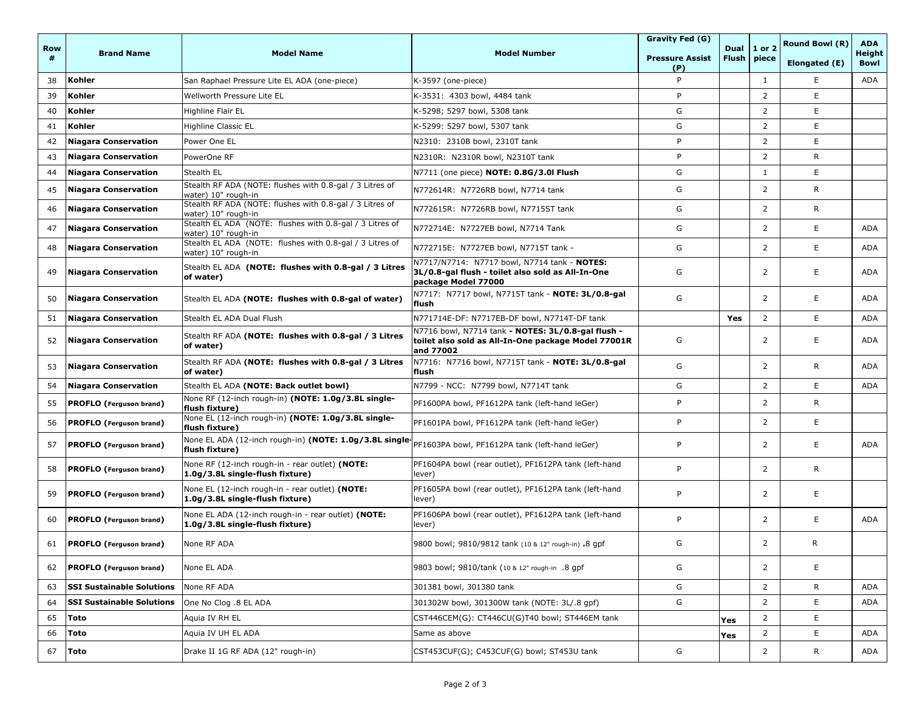| Row # | Brand Name | Model Name | Model Number | Gravity Fed (G) Pressure Assist (P) | Dual Flush | 1 or 2 piece | Round Bowl (R) Elongated (E) | ADA Height Bowl |
|---|---|---|---|---|---|---|---|---|
| 38 | **Kohler** | San Raphael Pressure Lite EL ADA (one-piece) | K-3597 (one-piece) | P | | 1 | E | ADA |
| 39 | **Kohler** | Wellworth Pressure Lite EL | K-3531: 4303 bowl, 4484 tank | P | | 2 | E | |
| 40 | **Kohler** | Highline Flair EL | K-5298; 5297 bowl, 5308 tank | G | | 2 | E | |
| 41 | **Kohler** | Highline Classic EL | K-5299: 5297 bowl, 5307 tank | G | | 2 | E | |
| 42 | **Niagara Conservation** | Power One EL | N2310: 2310B bowl, 2310T tank | P | | 2 | E | |
| 43 | **Niagara Conservation** | PowerOne RF | N2310R: N2310R bowl, N2310T tank | P | | 2 | R | |
| 44 | **Niagara Conservation** | Stealth EL | N7711 (one piece) **NOTE: 0.8G/3.0l Flush** | G | | 1 | E | |
| 45 | **Niagara Conservation** | Stealth RF ADA (NOTE: flushes with 0.8-gal / 3 Litres of water) 10" rough-in | N772614R: N7726RB bowl, N7714 tank | G | | 2 | R | |
| 46 | **Niagara Conservation** | Stealth RF ADA (NOTE: flushes with 0.8-gal / 3 Litres of water) 10" rough-in | N772615R: N7726RB bowl, N7715ST tank | G | | 2 | R | |
| 47 | **Niagara Conservation** | Stealth EL ADA (NOTE: flushes with 0.8-gal / 3 Litres of water) 10" rough-in | N772714E: N7727EB bowl, N7714 Tank | G | | 2 | E | ADA |
| 48 | **Niagara Conservation** | Stealth EL ADA (NOTE: flushes with 0.8-gal / 3 Litres of water) 10" rough-in | N772715E: N7727EB bowl, N7715T tank - | G | | 2 | E | ADA |
| 49 | **Niagara Conservation** | Stealth EL ADA **(NOTE: flushes with 0.8-gal / 3 Litres of water)** | N7717/N7714: N7717 bowl, N7714 tank - **NOTES: 3L/0.8-gal flush - toilet also sold as All-In-One package Model 77000** | G | | 2 | E | ADA |
| 50 | **Niagara Conservation** | Stealth EL ADA **(NOTE: flushes with 0.8-gal of water)** | N7717: N7717 bowl, N7715T tank - **NOTE: 3L/0.8-gal flush** | G | | 2 | E | ADA |
| 51 | **Niagara Conservation** | Stealth EL ADA Dual Flush | N771714E-DF: N7717EB-DF bowl, N7714T-DF tank | | **Yes** | 2 | E | ADA |
| 52 | **Niagara Conservation** | Stealth RF ADA **(NOTE: flushes with 0.8-gal / 3 Litres of water)** | N7716 bowl, N7714 tank **- NOTES: 3L/0.8-gal flush - toilet also sold as All-In-One package Model 77001R and 77002** | G | | 2 | E | ADA |
| 53 | **Niagara Conservation** | Stealth RF ADA **(NOTE: flushes with 0.8-gal / 3 Litres of water)** | N7716: N7716 bowl, N7715T tank - **NOTE: 3L/0.8-gal flush** | G | | 2 | R | ADA |
| 54 | **Niagara Conservation** | Stealth EL ADA **(NOTE: Back outlet bowl)** | N7799 - NCC: N7799 bowl, N7714T tank | G | | 2 | E | ADA |
| 55 | **PROFLO (Ferguson brand)** | None RF (12-inch rough-in) **(NOTE: 1.0g/3.8L single-flush fixture)** | PF1600PA bowl, PF1612PA tank (left-hand leGer) | P | | 2 | R | |
| 56 | **PROFLO (Ferguson brand)** | None EL (12-inch rough-in) **(NOTE: 1.0g/3.8L single-flush fixture)** | PF1601PA bowl, PF1612PA tank (left-hand leGer) | P | | 2 | E | |
| 57 | **PROFLO (Ferguson brand)** | None EL ADA (12-inch rough-in) **(NOTE: 1.0g/3.8L single-flush fixture)** | PF1603PA bowl, PF1612PA tank (left-hand leGer) | P | | 2 | E | ADA |
| 58 | **PROFLO (Ferguson brand)** | None RF (12-inch rough-in - rear outlet) **(NOTE: 1.0g/3.8L single-flush fixture)** | PF1604PA bowl (rear outlet), PF1612PA tank (left-hand lever) | P | | 2 | R | |
| 59 | **PROFLO (Ferguson brand)** | None EL (12-inch rough-in - rear outlet) **(NOTE: 1.0g/3.8L single-flush fixture)** | PF1605PA bowl (rear outlet), PF1612PA tank (left-hand lever) | P | | 2 | E | |
| 60 | **PROFLO (Ferguson brand)** | None EL ADA (12-inch rough-in - rear outlet) **(NOTE: 1.0g/3.8L single-flush fixture)** | PF1606PA bowl (rear outlet), PF1612PA tank (left-hand lever) | P | | 2 | E | ADA |
| 61 | **PROFLO (Ferguson brand)** | None RF ADA | 9800 bowl; 9810/9812 tank (10 & 12" rough-in) **.**8 gpf | G | | 2 | R | |
| 62 | **PROFLO (Ferguson brand)** | None EL ADA | 9803 bowl; 9810/tank (10 & 12" rough-in .8 gpf | G | | 2 | E | |
| 63 | **SSI Sustainable Solutions** | None RF ADA | 301381 bowl, 301380 tank | G | | 2 | R | ADA |
| 64 | **SSI Sustainable Solutions** | One No Clog .8 EL ADA | 301302W bowl, 301300W tank (NOTE: 3L/.8 gpf) | G | | 2 | E | ADA |
| 65 | **Toto** | Aquia IV RH EL | CST446CEM(G): CT446CU(G)T40 bowl; ST446EM tank | | **Yes** | 2 | E | |
| 66 | **Toto** | Aquia IV UH EL ADA | Same as above | | **Yes** | 2 | E | ADA |
| 67 | **Toto** | Drake II 1G RF ADA (12" rough-in) | CST453CUF(G); C453CUF(G) bowl; ST453U tank | G | | 2 | R | ADA |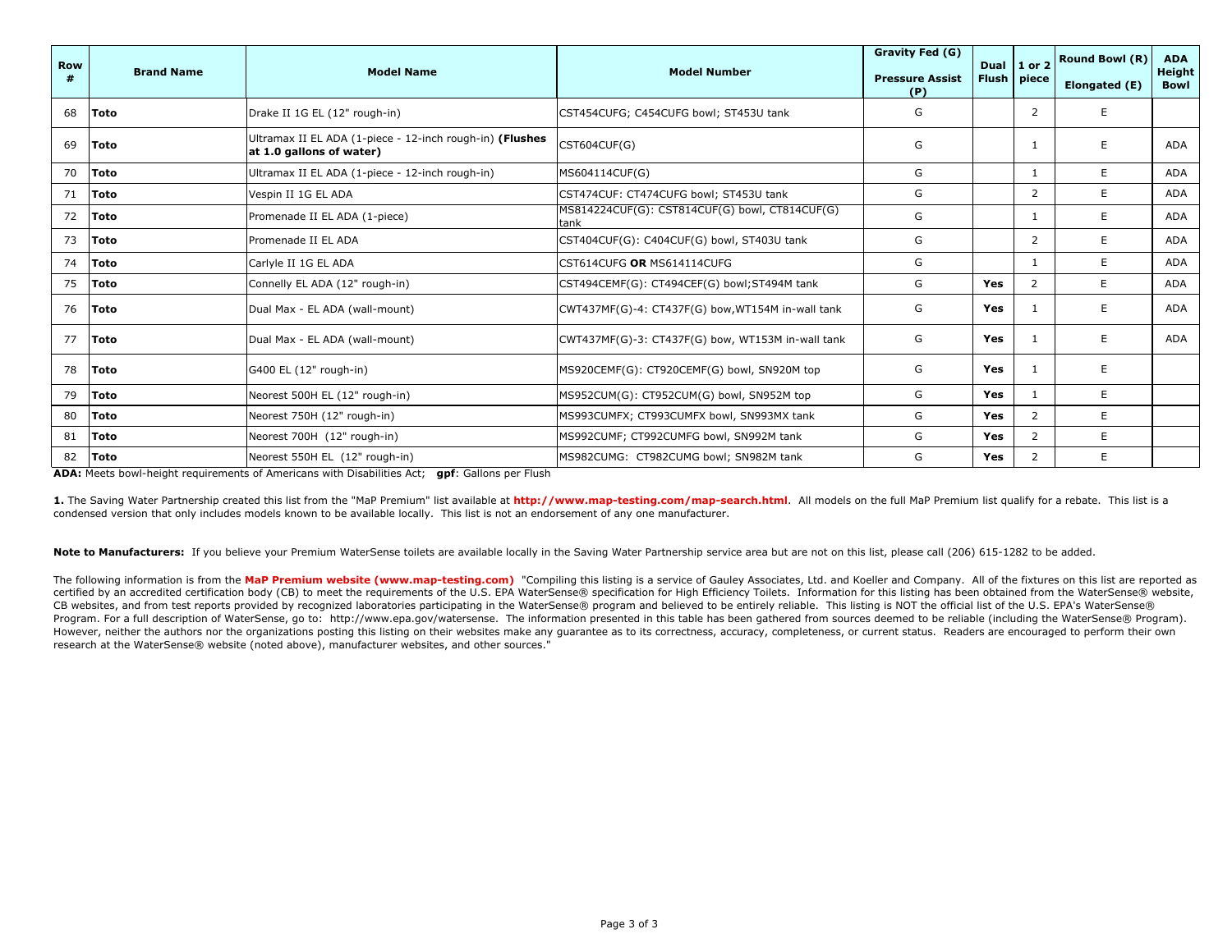| Row # | Brand Name | Model Name | Model Number | Gravity Fed (G)<br>Pressure Assist (P) | Dual Flush | 1 or 2 piece | Round Bowl (R)<br>Elongated (E) | ADA Height Bowl |
|---|---|---|---|---|---|---|---|---|
| 68 | **Toto** | Drake II 1G EL (12" rough-in) | CST454CUFG; C454CUFG bowl; ST453U tank | G | | 2 | E | |
| 69 | **Toto** | Ultramax II EL ADA (1-piece - 12-inch rough-in) **(Flushes at 1.0 gallons of water)** | CST604CUF(G) | G | | 1 | E | ADA |
| 70 | **Toto** | Ultramax II EL ADA (1-piece - 12-inch rough-in) | MS604114CUF(G) | G | | 1 | E | ADA |
| 71 | **Toto** | Vespin II 1G EL ADA | CST474CUF: CT474CUFG bowl; ST453U tank | G | | 2 | E | ADA |
| 72 | **Toto** | Promenade II EL ADA (1-piece) | MS814224CUF(G): CST814CUF(G) bowl, CT814CUF(G) tank | G | | 1 | E | ADA |
| 73 | **Toto** | Promenade II EL ADA | CST404CUF(G): C404CUF(G) bowl, ST403U tank | G | | 2 | E | ADA |
| 74 | **Toto** | Carlyle II 1G EL ADA | CST614CUFG **OR** MS614114CUFG | G | | 1 | E | ADA |
| 75 | **Toto** | Connelly EL ADA (12" rough-in) | CST494CEMF(G): CT494CEF(G) bowl;ST494M tank | G | **Yes** | 2 | E | ADA |
| 76 | **Toto** | Dual Max - EL ADA (wall-mount) | CWT437MF(G)-4: CT437F(G) bow,WT154M in-wall tank | G | **Yes** | 1 | E | ADA |
| 77 | **Toto** | Dual Max - EL ADA (wall-mount) | CWT437MF(G)-3: CT437F(G) bow, WT153M in-wall tank | G | **Yes** | 1 | E | ADA |
| 78 | **Toto** | G400 EL (12" rough-in) | MS920CEMF(G): CT920CEMF(G) bowl, SN920M top | G | **Yes** | 1 | E | |
| 79 | **Toto** | Neorest 500H EL (12" rough-in) | MS952CUM(G): CT952CUM(G) bowl, SN952M top | G | **Yes** | 1 | E | |
| 80 | **Toto** | Neorest 750H (12" rough-in) | MS993CUMFX; CT993CUMFX bowl, SN993MX tank | G | **Yes** | 2 | E | |
| 81 | **Toto** | Neorest 700H (12" rough-in) | MS992CUMF; CT992CUMFG bowl, SN992M tank | G | **Yes** | 2 | E | |
| 82 | **Toto** | Neorest 550H EL (12" rough-in) | MS982CUMG: CT982CUMG bowl; SN982M tank | G | **Yes** | 2 | E | |

**ADA:** Meets bowl-height requirements of Americans with Disabilities Act; **gpf**: Gallons per Flush

**1.** The Saving Water Partnership created this list from the "MaP Premium" list available at **http://www.map-testing.com/map-search.html**. All models on the full MaP Premium list qualify for a rebate. This list is a condensed version that only includes models known to be available locally. This list is not an endorsement of any one manufacturer.

**Note to Manufacturers:** If you believe your Premium WaterSense toilets are available locally in the Saving Water Partnership service area but are not on this list, please call (206) 615-1282 to be added.

The following information is from the **MaP Premium website (www.map-testing.com)** "Compiling this listing is a service of Gauley Associates, Ltd. and Koeller and Company. All of the fixtures on this list are reported as certified by an accredited certification body (CB) to meet the requirements of the U.S. EPA WaterSense® specification for High Efficiency Toilets. Information for this listing has been obtained from the WaterSense® website, CB websites, and from test reports provided by recognized laboratories participating in the WaterSense® program and believed to be entirely reliable. This listing is NOT the official list of the U.S. EPA's WaterSense® Program. For a full description of WaterSense, go to: http://www.epa.gov/watersense. The information presented in this table has been gathered from sources deemed to be reliable (including the WaterSense® Program). However, neither the authors nor the organizations posting this listing on their websites make any guarantee as to its correctness, accuracy, completeness, or current status. Readers are encouraged to perform their own research at the WaterSense® website (noted above), manufacturer websites, and other sources."